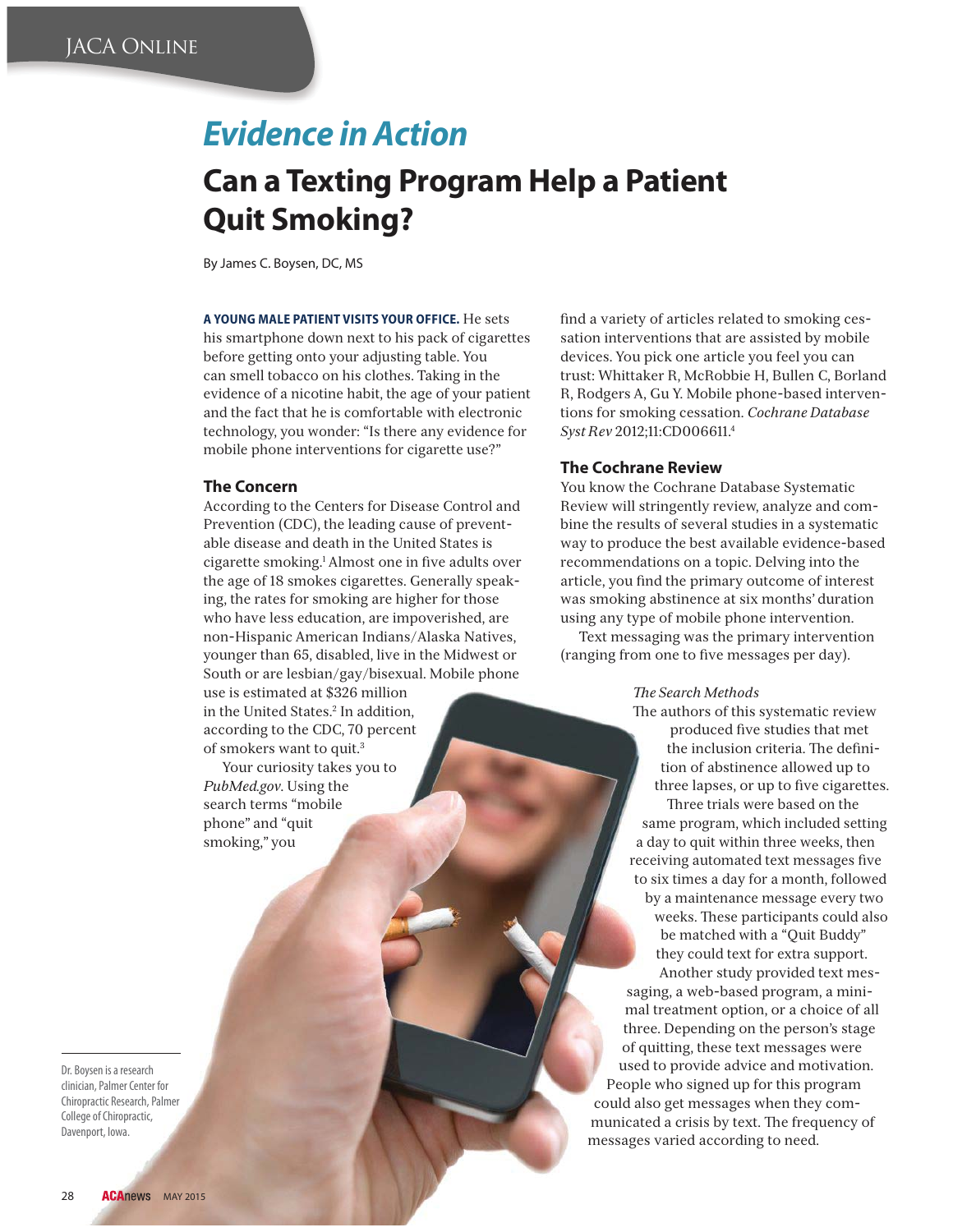# Evidence in Action

## Can a Texting Program Help a Patient Quit Smoking?

By James C. Boysen, DC, MS

**A YOUNG MALE PATIENT VISITS YOUR OFFICE.** He sets his smartphone down next to his pack of cigarettes before getting onto your adjusting table. You can smell tobacco on his clothes. Taking in the evidence of a nicotine habit, the age of your patient and the fact that he is comfortable with electronic technology, you wonder: "Is there any evidence for mobile phone interventions for cigarette use?"

### The Concern

According to the Centers for Disease Control and Prevention (CDC), the leading cause of preventable disease and death in the United States is cigarette smoking.[1] Almost one in five adults over the age of 18 smokes cigarettes. Generally speaking, the rates for smoking are higher for those who have less education, are impoverished, are non-Hispanic American Indians/Alaska Natives, younger than 65, disabled, live in the Midwest or South or are lesbian/gay/bisexual. Mobile phone use is estimated at $326 million in the United States.[2] In addition, according to the CDC, 70 percent of smokers want to quit.[3]

Your curiosity takes you to *PubMed.gov*. Using the search terms "mobile phone" and "quit smoking," you find a variety of articles related to smoking cessation interventions that are assisted by mobile devices. You pick one article you feel you can trust: Whittaker R, McRobbie H, Bullen C, Borland R, Rodgers A, Gu Y. Mobile phone-based interventions for smoking cessation. *Cochrane Database Syst Rev* 2012;11:CD006611.[4]

### The Cochrane Review

You know the Cochrane Database Systematic Review will stringently review, analyze and combine the results of several studies in a systematic way to produce the best available evidence-based recommendations on a topic. Delving into the article, you find the primary outcome of interest was smoking abstinence at six months' duration using any type of mobile phone intervention.

Text messaging was the primary intervention (ranging from one to five messages per day).

*The Search Methods*

The authors of this systematic review produced five studies that met the inclusion criteria. The definition of abstinence allowed up to three lapses, or up to five cigarettes.

Three trials were based on the same program, which included setting a day to quit within three weeks, then receiving automated text messages five to six times a day for a month, followed by a maintenance message every two weeks. These participants could also be matched with a "Quit Buddy" they could text for extra support.

Another study provided text messaging, a web-based program, a minimal treatment option, or a choice of all three. Depending on the person's stage of quitting, these text messages were used to provide advice and motivation. People who signed up for this program could also get messages when they communicated a crisis by text. The frequency of messages varied according to need.

Dr. Boysen is a research clinician, Palmer Center for Chiropractic Research, Palmer College of Chiropractic, Davenport, Iowa.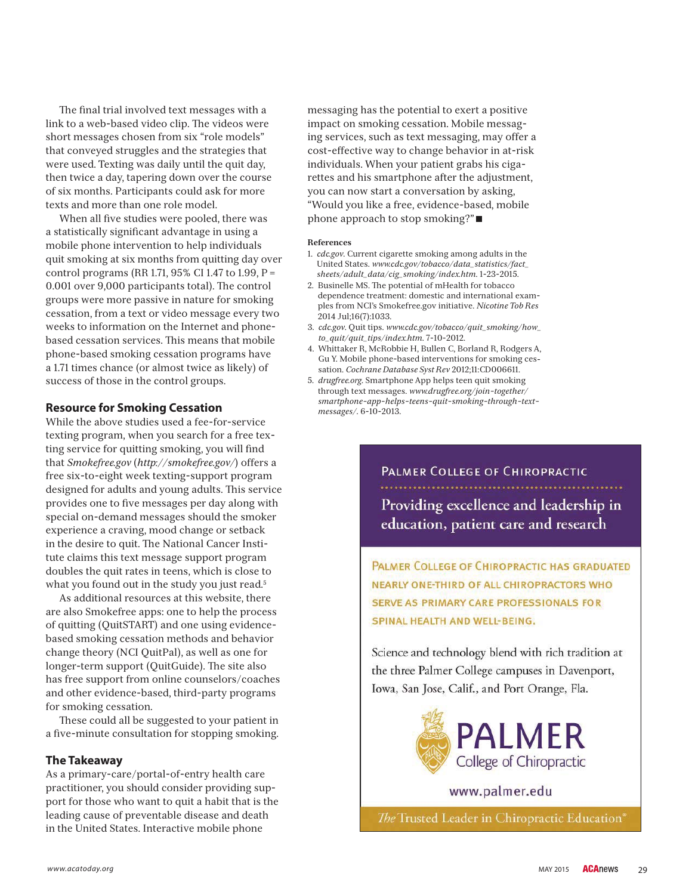The final trial involved text messages with a link to a web-based video clip. The videos were short messages chosen from six "role models" that conveyed struggles and the strategies that were used. Texting was daily until the quit day, then twice a day, tapering down over the course of six months. Participants could ask for more texts and more than one role model.

When all five studies were pooled, there was a statistically significant advantage in using a mobile phone intervention to help individuals quit smoking at six months from quitting day over control programs (RR 1.71, 95% CI 1.47 to 1.99, P = 0.001 over 9,000 participants total). The control groups were more passive in nature for smoking cessation, from a text or video message every two weeks to information on the Internet and phone-based cessation services. This means that mobile phone-based smoking cessation programs have a 1.71 times chance (or almost twice as likely) of success of those in the control groups.

### Resource for Smoking Cessation

While the above studies used a fee-for-service texting program, when you search for a free texting service for quitting smoking, you will find that *Smokefree.gov* (*http://smokefree.gov/*) offers a free six-to-eight week texting-support program designed for adults and young adults. This service provides one to five messages per day along with special on-demand messages should the smoker experience a craving, mood change or setback in the desire to quit. The National Cancer Institute claims this text message support program doubles the quit rates in teens, which is close to what you found out in the study you just read.[5]

As additional resources at this website, there are also Smokefree apps: one to help the process of quitting (QuitSTART) and one using evidence-based smoking cessation methods and behavior change theory (NCI QuitPal), as well as one for longer-term support (QuitGuide). The site also has free support from online counselors/coaches and other evidence-based, third-party programs for smoking cessation.

These could all be suggested to your patient in a five-minute consultation for stopping smoking.

### The Takeaway

As a primary-care/portal-of-entry health care practitioner, you should consider providing support for those who want to quit a habit that is the leading cause of preventable disease and death in the United States. Interactive mobile phone messaging has the potential to exert a positive impact on smoking cessation. Mobile messaging services, such as text messaging, may offer a cost-effective way to change behavior in at-risk individuals. When your patient grabs his cigarettes and his smartphone after the adjustment, you can now start a conversation by asking, "Would you like a free, evidence-based, mobile phone approach to stop smoking?" ■

#### References

1. *cdc.gov.* Current cigarette smoking among adults in the United States. *www.cdc.gov/tobacco/data_statistics/fact_sheets/adult_data/cig_smoking/index.htm.* 1-23-2015.
2. Businelle MS. The potential of mHealth for tobacco dependence treatment: domestic and international examples from NCI's Smokefree.gov initiative. *Nicotine Tob Res* 2014 Jul;16(7):1033.
3. *cdc.gov.* Quit tips. *www.cdc.gov/tobacco/quit_smoking/how_to_quit/quit_tips/index.htm.* 7-10-2012.
4. Whittaker R, McRobbie H, Bullen C, Borland R, Rodgers A, Gu Y. Mobile phone-based interventions for smoking cessation. *Cochrane Database Syst Rev* 2012;11:CD006611.
5. *drugfree.org.* Smartphone App helps teen quit smoking through text messages. *www.drugfree.org/join-together/smartphone-app-helps-teens-quit-smoking-through-text-messages/.* 6-10-2013.

PALMER COLLEGE OF CHIROPRACTIC

Providing excellence and leadership in education, patient care and research

PALMER COLLEGE OF CHIROPRACTIC HAS GRADUATED NEARLY ONE-THIRD OF ALL CHIROPRACTORS WHO SERVE AS PRIMARY CARE PROFESSIONALS FOR SPINAL HEALTH AND WELL-BEING.

Science and technology blend with rich tradition at the three Palmer College campuses in Davenport, Iowa, San Jose, Calif., and Port Orange, Fla.

PALMER College of Chiropractic

www.palmer.edu

*The* Trusted Leader in Chiropractic Education®